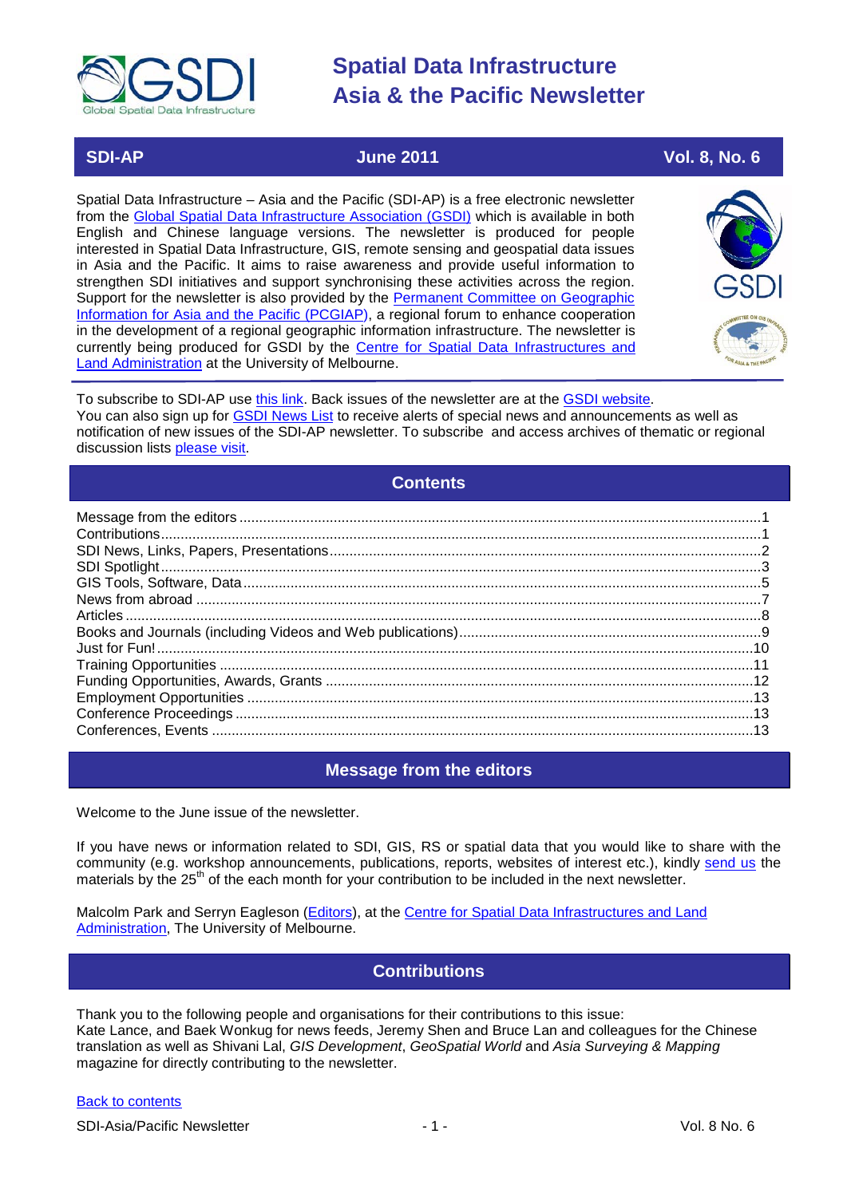# Spatial Data Infrastructure Asia & the Pacific Newsletter

**SDI-AP** | **June 2011** | **Vol. 8, No. 6**

Spatial Data Infrastructure – Asia and the Pacific (SDI-AP) is a free electronic newsletter from the Global Spatial Data Infrastructure Association (GSDI) which is available in both English and Chinese language versions. The newsletter is produced for people interested in Spatial Data Infrastructure, GIS, remote sensing and geospatial data issues in Asia and the Pacific. It aims to raise awareness and provide useful information to strengthen SDI initiatives and support synchronising these activities across the region. Support for the newsletter is also provided by the Permanent Committee on Geographic Information for Asia and the Pacific (PCGIAP), a regional forum to enhance cooperation in the development of a regional geographic information infrastructure. The newsletter is currently being produced for GSDI by the Centre for Spatial Data Infrastructures and Land Administration at the University of Melbourne.

To subscribe to SDI-AP use this link. Back issues of the newsletter are at the GSDI website.
You can also sign up for GSDI News List to receive alerts of special news and announcements as well as notification of new issues of the SDI-AP newsletter. To subscribe and access archives of thematic or regional discussion lists please visit.

## Contents

- Message from the editors ....1
- Contributions ....1
- SDI News, Links, Papers, Presentations ....2
- SDI Spotlight ....3
- GIS Tools, Software, Data ....5
- News from abroad ....7
- Articles ....8
- Books and Journals (including Videos and Web publications) ....9
- Just for Fun! ....10
- Training Opportunities ....11
- Funding Opportunities, Awards, Grants ....12
- Employment Opportunities ....13
- Conference Proceedings ....13
- Conferences, Events ....13

## Message from the editors

Welcome to the June issue of the newsletter.

If you have news or information related to SDI, GIS, RS or spatial data that you would like to share with the community (e.g. workshop announcements, publications, reports, websites of interest etc.), kindly send us the materials by the 25th of the each month for your contribution to be included in the next newsletter.

Malcolm Park and Serryn Eagleson (Editors), at the Centre for Spatial Data Infrastructures and Land Administration, The University of Melbourne.

## Contributions

Thank you to the following people and organisations for their contributions to this issue:
Kate Lance, and Baek Wonkug for news feeds, Jeremy Shen and Bruce Lan and colleagues for the Chinese translation as well as Shivani Lal, *GIS Development*, *GeoSpatial World* and *Asia Surveying & Mapping* magazine for directly contributing to the newsletter.

Back to contents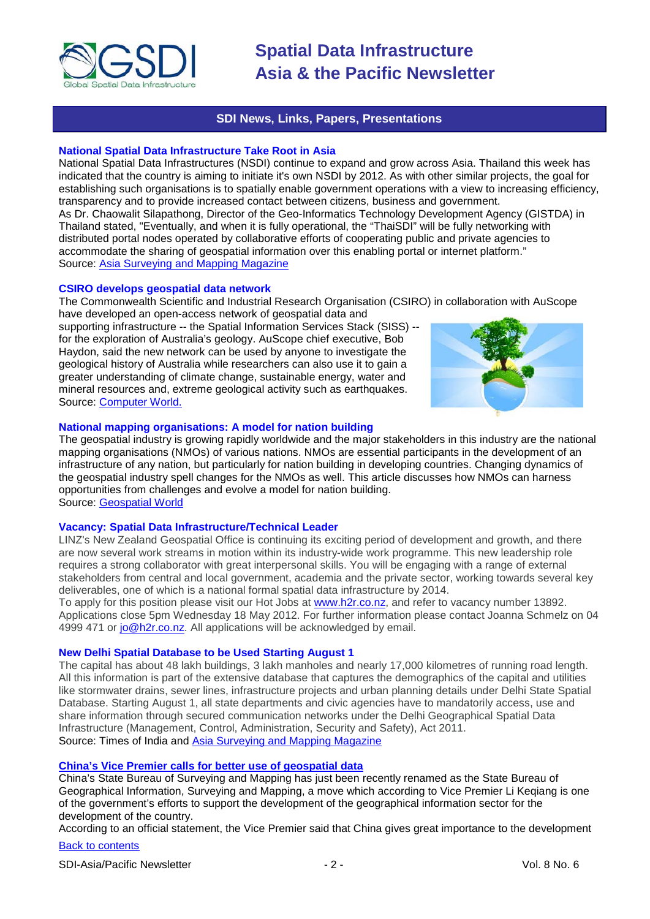## SDI News, Links, Papers, Presentations

### National Spatial Data Infrastructure Take Root in Asia

National Spatial Data Infrastructures (NSDI) continue to expand and grow across Asia. Thailand this week has indicated that the country is aiming to initiate it's own NSDI by 2012. As with other similar projects, the goal for establishing such organisations is to spatially enable government operations with a view to increasing efficiency, transparency and to provide increased contact between citizens, business and government.

As Dr. Chaowalit Silapathong, Director of the Geo-Informatics Technology Development Agency (GISTDA) in Thailand stated, "Eventually, and when it is fully operational, the "ThaiSDI" will be fully networking with distributed portal nodes operated by collaborative efforts of cooperating public and private agencies to accommodate the sharing of geospatial information over this enabling portal or internet platform."

Source: Asia Surveying and Mapping Magazine

### CSIRO develops geospatial data network

The Commonwealth Scientific and Industrial Research Organisation (CSIRO) in collaboration with AuScope have developed an open-access network of geospatial data and supporting infrastructure -- the Spatial Information Services Stack (SISS) -- for the exploration of Australia's geology. AuScope chief executive, Bob Haydon, said the new network can be used by anyone to investigate the geological history of Australia while researchers can also use it to gain a greater understanding of climate change, sustainable energy, water and mineral resources and, extreme geological activity such as earthquakes.

Source: Computer World.

### National mapping organisations: A model for nation building

The geospatial industry is growing rapidly worldwide and the major stakeholders in this industry are the national mapping organisations (NMOs) of various nations. NMOs are essential participants in the development of an infrastructure of any nation, but particularly for nation building in developing countries. Changing dynamics of the geospatial industry spell changes for the NMOs as well. This article discusses how NMOs can harness opportunities from challenges and evolve a model for nation building.

Source: Geospatial World

### Vacancy: Spatial Data Infrastructure/Technical Leader

LINZ's New Zealand Geospatial Office is continuing its exciting period of development and growth, and there are now several work streams in motion within its industry-wide work programme. This new leadership role requires a strong collaborator with great interpersonal skills. You will be engaging with a range of external stakeholders from central and local government, academia and the private sector, working towards several key deliverables, one of which is a national formal spatial data infrastructure by 2014.

To apply for this position please visit our Hot Jobs at www.h2r.co.nz, and refer to vacancy number 13892. Applications close 5pm Wednesday 18 May 2012. For further information please contact Joanna Schmelz on 04 4999 471 or jo@h2r.co.nz. All applications will be acknowledged by email.

### New Delhi Spatial Database to be Used Starting August 1

The capital has about 48 lakh buildings, 3 lakh manholes and nearly 17,000 kilometres of running road length. All this information is part of the extensive database that captures the demographics of the capital and utilities like stormwater drains, sewer lines, infrastructure projects and urban planning details under Delhi State Spatial Database. Starting August 1, all state departments and civic agencies have to mandatorily access, use and share information through secured communication networks under the Delhi Geographical Spatial Data Infrastructure (Management, Control, Administration, Security and Safety), Act 2011.

Source: Times of India and Asia Surveying and Mapping Magazine

### China's Vice Premier calls for better use of geospatial data

China's State Bureau of Surveying and Mapping has just been recently renamed as the State Bureau of Geographical Information, Surveying and Mapping, a move which according to Vice Premier Li Keqiang is one of the government's efforts to support the development of the geographical information sector for the development of the country.

According to an official statement, the Vice Premier said that China gives great importance to the development

Back to contents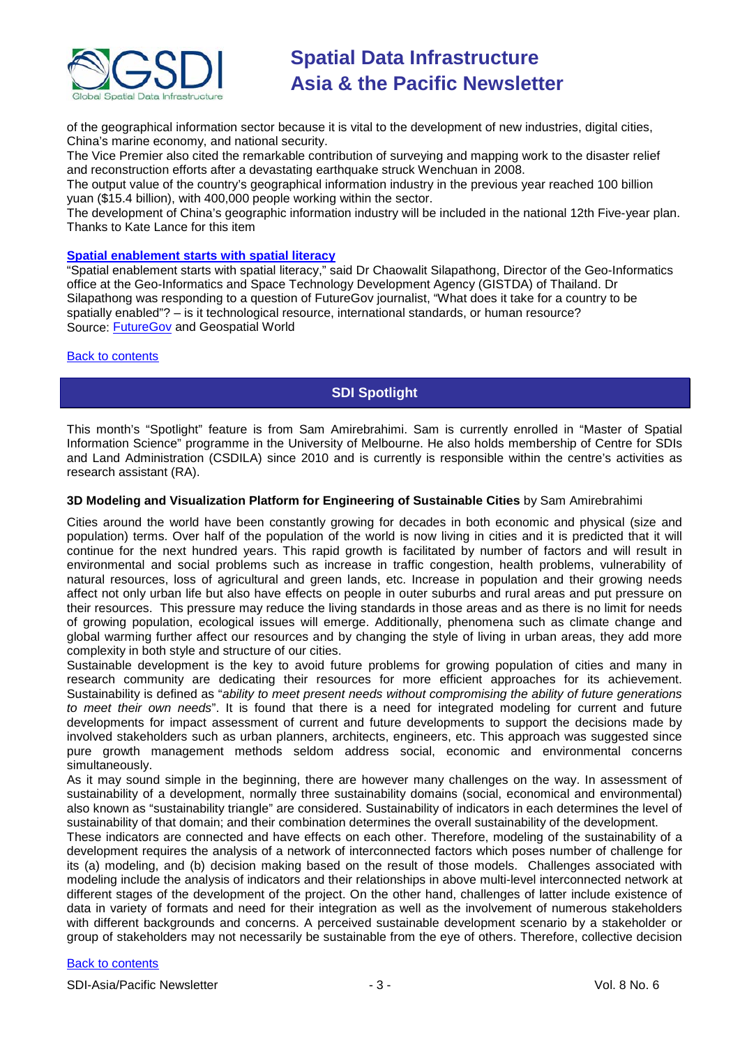of the geographical information sector because it is vital to the development of new industries, digital cities, China's marine economy, and national security.

The Vice Premier also cited the remarkable contribution of surveying and mapping work to the disaster relief and reconstruction efforts after a devastating earthquake struck Wenchuan in 2008.

The output value of the country's geographical information industry in the previous year reached 100 billion yuan ($15.4 billion), with 400,000 people working within the sector.

The development of China's geographic information industry will be included in the national 12th Five-year plan. Thanks to Kate Lance for this item

**Spatial enablement starts with spatial literacy**

"Spatial enablement starts with spatial literacy," said Dr Chaowalit Silapathong, Director of the Geo-Informatics office at the Geo-Informatics and Space Technology Development Agency (GISTDA) of Thailand. Dr Silapathong was responding to a question of FutureGov journalist, "What does it take for a country to be spatially enabled"? – is it technological resource, international standards, or human resource?
Source: FutureGov and Geospatial World

Back to contents

## SDI Spotlight

This month's "Spotlight" feature is from Sam Amirebrahimi. Sam is currently enrolled in "Master of Spatial Information Science" programme in the University of Melbourne. He also holds membership of Centre for SDIs and Land Administration (CSDILA) since 2010 and is currently is responsible within the centre's activities as research assistant (RA).

**3D Modeling and Visualization Platform for Engineering of Sustainable Cities** by Sam Amirebrahimi

Cities around the world have been constantly growing for decades in both economic and physical (size and population) terms. Over half of the population of the world is now living in cities and it is predicted that it will continue for the next hundred years. This rapid growth is facilitated by number of factors and will result in environmental and social problems such as increase in traffic congestion, health problems, vulnerability of natural resources, loss of agricultural and green lands, etc. Increase in population and their growing needs affect not only urban life but also have effects on people in outer suburbs and rural areas and put pressure on their resources. This pressure may reduce the living standards in those areas and as there is no limit for needs of growing population, ecological issues will emerge. Additionally, phenomena such as climate change and global warming further affect our resources and by changing the style of living in urban areas, they add more complexity in both style and structure of our cities.

Sustainable development is the key to avoid future problems for growing population of cities and many in research community are dedicating their resources for more efficient approaches for its achievement. Sustainability is defined as "*ability to meet present needs without compromising the ability of future generations to meet their own needs*". It is found that there is a need for integrated modeling for current and future developments for impact assessment of current and future developments to support the decisions made by involved stakeholders such as urban planners, architects, engineers, etc. This approach was suggested since pure growth management methods seldom address social, economic and environmental concerns simultaneously.

As it may sound simple in the beginning, there are however many challenges on the way. In assessment of sustainability of a development, normally three sustainability domains (social, economical and environmental) also known as "sustainability triangle" are considered. Sustainability of indicators in each determines the level of sustainability of that domain; and their combination determines the overall sustainability of the development.

These indicators are connected and have effects on each other. Therefore, modeling of the sustainability of a development requires the analysis of a network of interconnected factors which poses number of challenge for its (a) modeling, and (b) decision making based on the result of those models. Challenges associated with modeling include the analysis of indicators and their relationships in above multi-level interconnected network at different stages of the development of the project. On the other hand, challenges of latter include existence of data in variety of formats and need for their integration as well as the involvement of numerous stakeholders with different backgrounds and concerns. A perceived sustainable development scenario by a stakeholder or group of stakeholders may not necessarily be sustainable from the eye of others. Therefore, collective decision

Back to contents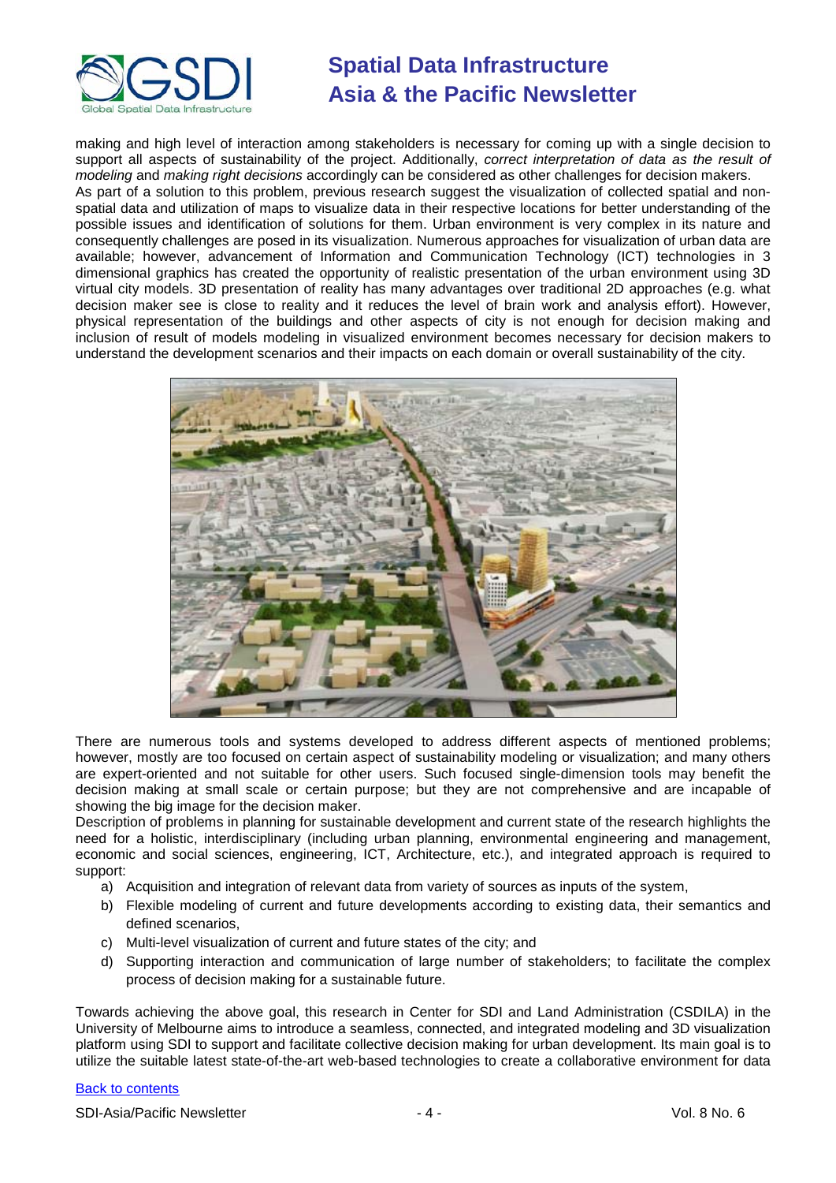making and high level of interaction among stakeholders is necessary for coming up with a single decision to support all aspects of sustainability of the project. Additionally, *correct interpretation of data as the result of modeling* and *making right decisions* accordingly can be considered as other challenges for decision makers.
As part of a solution to this problem, previous research suggest the visualization of collected spatial and non-spatial data and utilization of maps to visualize data in their respective locations for better understanding of the possible issues and identification of solutions for them. Urban environment is very complex in its nature and consequently challenges are posed in its visualization. Numerous approaches for visualization of urban data are available; however, advancement of Information and Communication Technology (ICT) technologies in 3 dimensional graphics has created the opportunity of realistic presentation of the urban environment using 3D virtual city models. 3D presentation of reality has many advantages over traditional 2D approaches (e.g. what decision maker see is close to reality and it reduces the level of brain work and analysis effort). However, physical representation of the buildings and other aspects of city is not enough for decision making and inclusion of result of models modeling in visualized environment becomes necessary for decision makers to understand the development scenarios and their impacts on each domain or overall sustainability of the city.

There are numerous tools and systems developed to address different aspects of mentioned problems; however, mostly are too focused on certain aspect of sustainability modeling or visualization; and many others are expert-oriented and not suitable for other users. Such focused single-dimension tools may benefit the decision making at small scale or certain purpose; but they are not comprehensive and are incapable of showing the big image for the decision maker.
Description of problems in planning for sustainable development and current state of the research highlights the need for a holistic, interdisciplinary (including urban planning, environmental engineering and management, economic and social sciences, engineering, ICT, Architecture, etc.), and integrated approach is required to support:

a) Acquisition and integration of relevant data from variety of sources as inputs of the system,
b) Flexible modeling of current and future developments according to existing data, their semantics and defined scenarios,
c) Multi-level visualization of current and future states of the city; and
d) Supporting interaction and communication of large number of stakeholders; to facilitate the complex process of decision making for a sustainable future.

Towards achieving the above goal, this research in Center for SDI and Land Administration (CSDILA) in the University of Melbourne aims to introduce a seamless, connected, and integrated modeling and 3D visualization platform using SDI to support and facilitate collective decision making for urban development. Its main goal is to utilize the suitable latest state-of-the-art web-based technologies to create a collaborative environment for data

Back to contents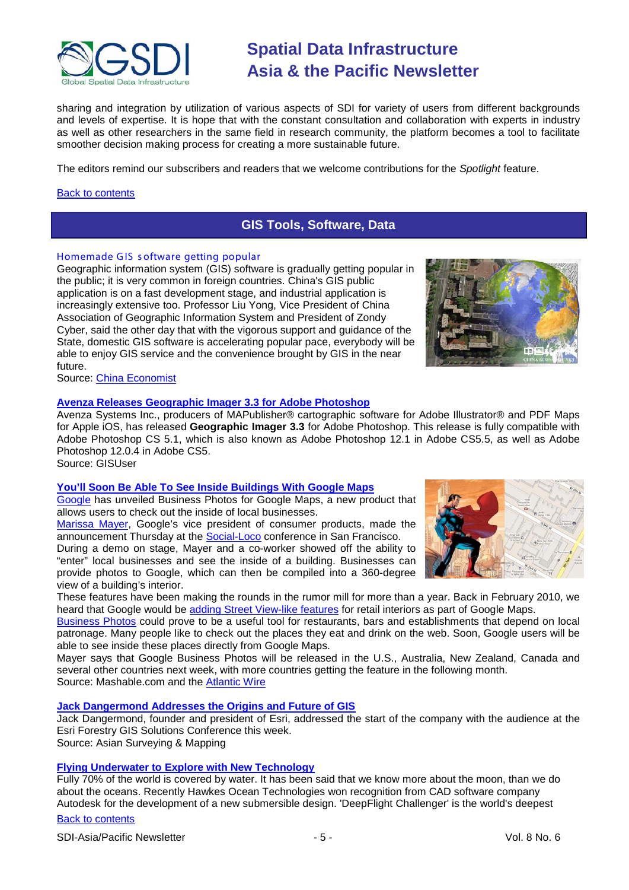sharing and integration by utilization of various aspects of SDI for variety of users from different backgrounds and levels of expertise. It is hope that with the constant consultation and collaboration with experts in industry as well as other researchers in the same field in research community, the platform becomes a tool to facilitate smoother decision making process for creating a more sustainable future.

The editors remind our subscribers and readers that we welcome contributions for the *Spotlight* feature.

Back to contents

## GIS Tools, Software, Data

### Homemade GIS software getting popular

Geographic information system (GIS) software is gradually getting popular in the public; it is very common in foreign countries. China's GIS public application is on a fast development stage, and industrial application is increasingly extensive too. Professor Liu Yong, Vice President of China Association of Geographic Information System and President of Zondy Cyber, said the other day that with the vigorous support and guidance of the State, domestic GIS software is accelerating popular pace, everybody will be able to enjoy GIS service and the convenience brought by GIS in the near future.
Source: China Economist

### Avenza Releases Geographic Imager 3.3 for Adobe Photoshop

Avenza Systems Inc., producers of MAPublisher® cartographic software for Adobe Illustrator® and PDF Maps for Apple iOS, has released **Geographic Imager 3.3** for Adobe Photoshop. This release is fully compatible with Adobe Photoshop CS 5.1, which is also known as Adobe Photoshop 12.1 in Adobe CS5.5, as well as Adobe Photoshop 12.0.4 in Adobe CS5.
Source: GISUser

### You'll Soon Be Able To See Inside Buildings With Google Maps

Google has unveiled Business Photos for Google Maps, a new product that allows users to check out the inside of local businesses.
Marissa Mayer, Google's vice president of consumer products, made the announcement Thursday at the Social-Loco conference in San Francisco.
During a demo on stage, Mayer and a co-worker showed off the ability to "enter" local businesses and see the inside of a building. Businesses can provide photos to Google, which can then be compiled into a 360-degree view of a building's interior.
These features have been making the rounds in the rumor mill for more than a year. Back in February 2010, we heard that Google would be adding Street View-like features for retail interiors as part of Google Maps.
Business Photos could prove to be a useful tool for restaurants, bars and establishments that depend on local patronage. Many people like to check out the places they eat and drink on the web. Soon, Google users will be able to see inside these places directly from Google Maps.
Mayer says that Google Business Photos will be released in the U.S., Australia, New Zealand, Canada and several other countries next week, with more countries getting the feature in the following month.
Source: Mashable.com and the Atlantic Wire

### Jack Dangermond Addresses the Origins and Future of GIS

Jack Dangermond, founder and president of Esri, addressed the start of the company with the audience at the Esri Forestry GIS Solutions Conference this week.
Source: Asian Surveying & Mapping

### Flying Underwater to Explore with New Technology

Fully 70% of the world is covered by water. It has been said that we know more about the moon, than we do about the oceans. Recently Hawkes Ocean Technologies won recognition from CAD software company Autodesk for the development of a new submersible design. 'DeepFlight Challenger' is the world's deepest

Back to contents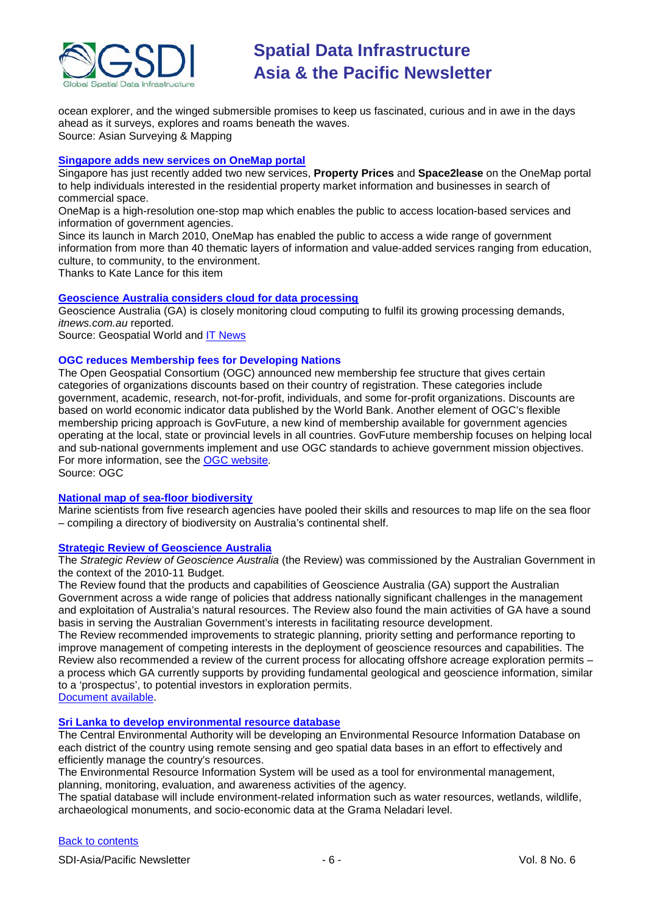ocean explorer, and the winged submersible promises to keep us fascinated, curious and in awe in the days ahead as it surveys, explores and roams beneath the waves.
Source: Asian Surveying & Mapping

### Singapore adds new services on OneMap portal

Singapore has just recently added two new services, **Property Prices** and **Space2lease** on the OneMap portal to help individuals interested in the residential property market information and businesses in search of commercial space.
OneMap is a high-resolution one-stop map which enables the public to access location-based services and information of government agencies.
Since its launch in March 2010, OneMap has enabled the public to access a wide range of government information from more than 40 thematic layers of information and value-added services ranging from education, culture, to community, to the environment.
Thanks to Kate Lance for this item

### Geoscience Australia considers cloud for data processing

Geoscience Australia (GA) is closely monitoring cloud computing to fulfil its growing processing demands, *itnews.com.au* reported.
Source: Geospatial World and IT News

### OGC reduces Membership fees for Developing Nations

The Open Geospatial Consortium (OGC) announced new membership fee structure that gives certain categories of organizations discounts based on their country of registration. These categories include government, academic, research, not-for-profit, individuals, and some for-profit organizations. Discounts are based on world economic indicator data published by the World Bank. Another element of OGC's flexible membership pricing approach is GovFuture, a new kind of membership available for government agencies operating at the local, state or provincial levels in all countries. GovFuture membership focuses on helping local and sub-national governments implement and use OGC standards to achieve government mission objectives. For more information, see the OGC website.
Source: OGC

### National map of sea-floor biodiversity

Marine scientists from five research agencies have pooled their skills and resources to map life on the sea floor – compiling a directory of biodiversity on Australia's continental shelf.

### Strategic Review of Geoscience Australia

The *Strategic Review of Geoscience Australia* (the Review) was commissioned by the Australian Government in the context of the 2010-11 Budget.
The Review found that the products and capabilities of Geoscience Australia (GA) support the Australian Government across a wide range of policies that address nationally significant challenges in the management and exploitation of Australia's natural resources. The Review also found the main activities of GA have a sound basis in serving the Australian Government's interests in facilitating resource development.
The Review recommended improvements to strategic planning, priority setting and performance reporting to improve management of competing interests in the deployment of geoscience resources and capabilities. The Review also recommended a review of the current process for allocating offshore acreage exploration permits – a process which GA currently supports by providing fundamental geological and geoscience information, similar to a 'prospectus', to potential investors in exploration permits.
Document available.

### Sri Lanka to develop environmental resource database

The Central Environmental Authority will be developing an Environmental Resource Information Database on each district of the country using remote sensing and geo spatial data bases in an effort to effectively and efficiently manage the country's resources.
The Environmental Resource Information System will be used as a tool for environmental management, planning, monitoring, evaluation, and awareness activities of the agency.
The spatial database will include environment-related information such as water resources, wetlands, wildlife, archaeological monuments, and socio-economic data at the Grama Neladari level.

Back to contents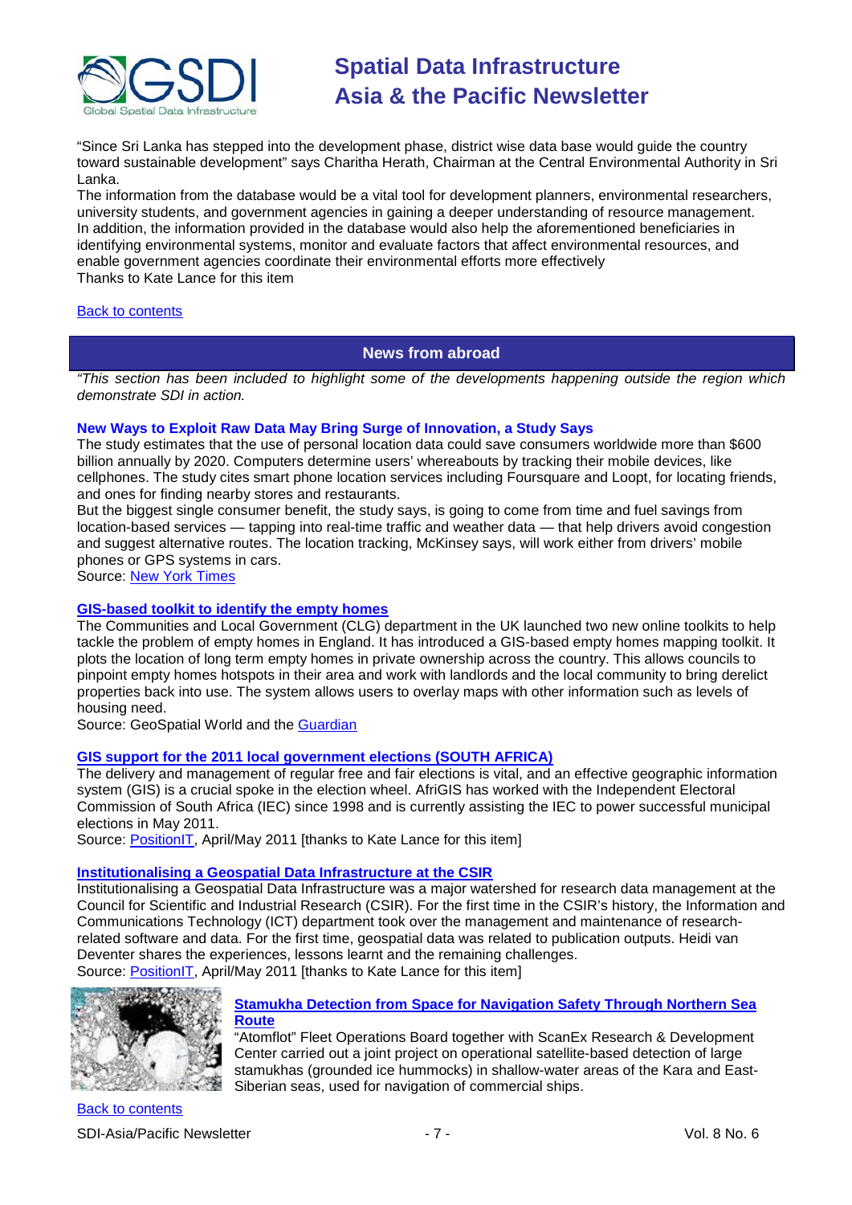"Since Sri Lanka has stepped into the development phase, district wise data base would guide the country toward sustainable development" says Charitha Herath, Chairman at the Central Environmental Authority in Sri Lanka.
The information from the database would be a vital tool for development planners, environmental researchers, university students, and government agencies in gaining a deeper understanding of resource management.
In addition, the information provided in the database would also help the aforementioned beneficiaries in identifying environmental systems, monitor and evaluate factors that affect environmental resources, and enable government agencies coordinate their environmental efforts more effectively
Thanks to Kate Lance for this item

Back to contents

## News from abroad

*"This section has been included to highlight some of the developments happening outside the region which demonstrate SDI in action.*

### New Ways to Exploit Raw Data May Bring Surge of Innovation, a Study Says

The study estimates that the use of personal location data could save consumers worldwide more than $600 billion annually by 2020. Computers determine users' whereabouts by tracking their mobile devices, like cellphones. The study cites smart phone location services including Foursquare and Loopt, for locating friends, and ones for finding nearby stores and restaurants.
But the biggest single consumer benefit, the study says, is going to come from time and fuel savings from location-based services — tapping into real-time traffic and weather data — that help drivers avoid congestion and suggest alternative routes. The location tracking, McKinsey says, will work either from drivers' mobile phones or GPS systems in cars.
Source: New York Times

### GIS-based toolkit to identify the empty homes

The Communities and Local Government (CLG) department in the UK launched two new online toolkits to help tackle the problem of empty homes in England. It has introduced a GIS-based empty homes mapping toolkit. It plots the location of long term empty homes in private ownership across the country. This allows councils to pinpoint empty homes hotspots in their area and work with landlords and the local community to bring derelict properties back into use. The system allows users to overlay maps with other information such as levels of housing need.
Source: GeoSpatial World and the Guardian

### GIS support for the 2011 local government elections (SOUTH AFRICA)

The delivery and management of regular free and fair elections is vital, and an effective geographic information system (GIS) is a crucial spoke in the election wheel. AfriGIS has worked with the Independent Electoral Commission of South Africa (IEC) since 1998 and is currently assisting the IEC to power successful municipal elections in May 2011.
Source: PositionIT, April/May 2011 [thanks to Kate Lance for this item]

### Institutionalising a Geospatial Data Infrastructure at the CSIR

Institutionalising a Geospatial Data Infrastructure was a major watershed for research data management at the Council for Scientific and Industrial Research (CSIR). For the first time in the CSIR's history, the Information and Communications Technology (ICT) department took over the management and maintenance of research-related software and data. For the first time, geospatial data was related to publication outputs. Heidi van Deventer shares the experiences, lessons learnt and the remaining challenges.
Source: PositionIT, April/May 2011 [thanks to Kate Lance for this item]

### Stamukha Detection from Space for Navigation Safety Through Northern Sea Route

"Atomflot" Fleet Operations Board together with ScanEx Research & Development Center carried out a joint project on operational satellite-based detection of large stamukhas (grounded ice hummocks) in shallow-water areas of the Kara and East-Siberian seas, used for navigation of commercial ships.

Back to contents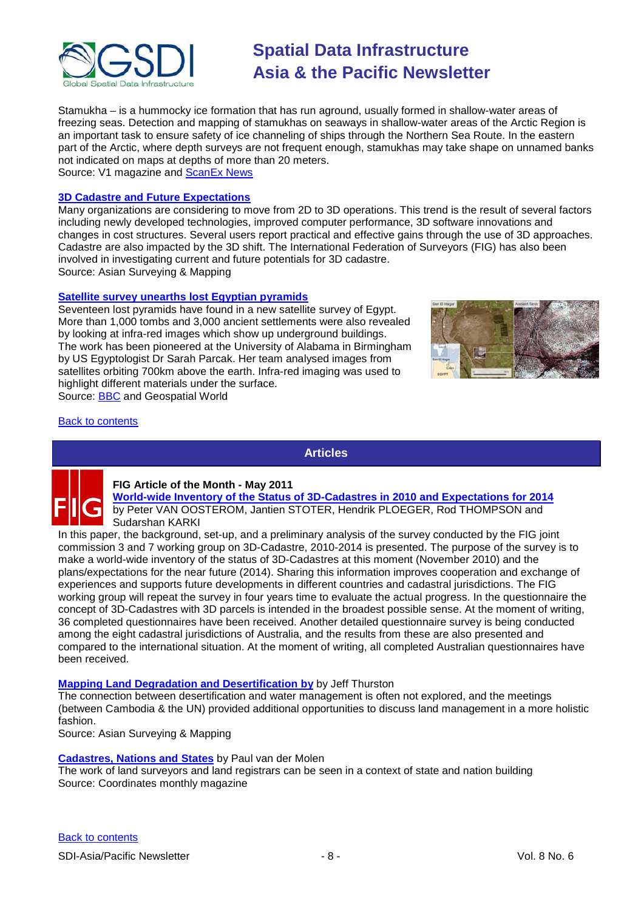Stamukha – is a hummocky ice formation that has run aground, usually formed in shallow-water areas of freezing seas. Detection and mapping of stamukhas on seaways in shallow-water areas of the Arctic Region is an important task to ensure safety of ice channeling of ships through the Northern Sea Route. In the eastern part of the Arctic, where depth surveys are not frequent enough, stamukhas may take shape on unnamed banks not indicated on maps at depths of more than 20 meters.
Source: V1 magazine and ScanEx News

**3D Cadastre and Future Expectations**

Many organizations are considering to move from 2D to 3D operations. This trend is the result of several factors including newly developed technologies, improved computer performance, 3D software innovations and changes in cost structures. Several users report practical and effective gains through the use of 3D approaches. Cadastre are also impacted by the 3D shift. The International Federation of Surveyors (FIG) has also been involved in investigating current and future potentials for 3D cadastre.
Source: Asian Surveying & Mapping

**Satellite survey unearths lost Egyptian pyramids**

Seventeen lost pyramids have found in a new satellite survey of Egypt. More than 1,000 tombs and 3,000 ancient settlements were also revealed by looking at infra-red images which show up underground buildings. The work has been pioneered at the University of Alabama in Birmingham by US Egyptologist Dr Sarah Parcak. Her team analysed images from satellites orbiting 700km above the earth. Infra-red imaging was used to highlight different materials under the surface.
Source: BBC and Geospatial World

Back to contents

## Articles

**FIG Article of the Month - May 2011**
**World-wide Inventory of the Status of 3D-Cadastres in 2010 and Expectations for 2014**
by Peter VAN OOSTEROM, Jantien STOTER, Hendrik PLOEGER, Rod THOMPSON and Sudarshan KARKI

In this paper, the background, set-up, and a preliminary analysis of the survey conducted by the FIG joint commission 3 and 7 working group on 3D-Cadastre, 2010-2014 is presented. The purpose of the survey is to make a world-wide inventory of the status of 3D-Cadastres at this moment (November 2010) and the plans/expectations for the near future (2014). Sharing this information improves cooperation and exchange of experiences and supports future developments in different countries and cadastral jurisdictions. The FIG working group will repeat the survey in four years time to evaluate the actual progress. In the questionnaire the concept of 3D-Cadastres with 3D parcels is intended in the broadest possible sense. At the moment of writing, 36 completed questionnaires have been received. Another detailed questionnaire survey is being conducted among the eight cadastral jurisdictions of Australia, and the results from these are also presented and compared to the international situation. At the moment of writing, all completed Australian questionnaires have been received.

**Mapping Land Degradation and Desertification by** by Jeff Thurston
The connection between desertification and water management is often not explored, and the meetings (between Cambodia & the UN) provided additional opportunities to discuss land management in a more holistic fashion.
Source: Asian Surveying & Mapping

**Cadastres, Nations and States** by Paul van der Molen
The work of land surveyors and land registrars can be seen in a context of state and nation building
Source: Coordinates monthly magazine

Back to contents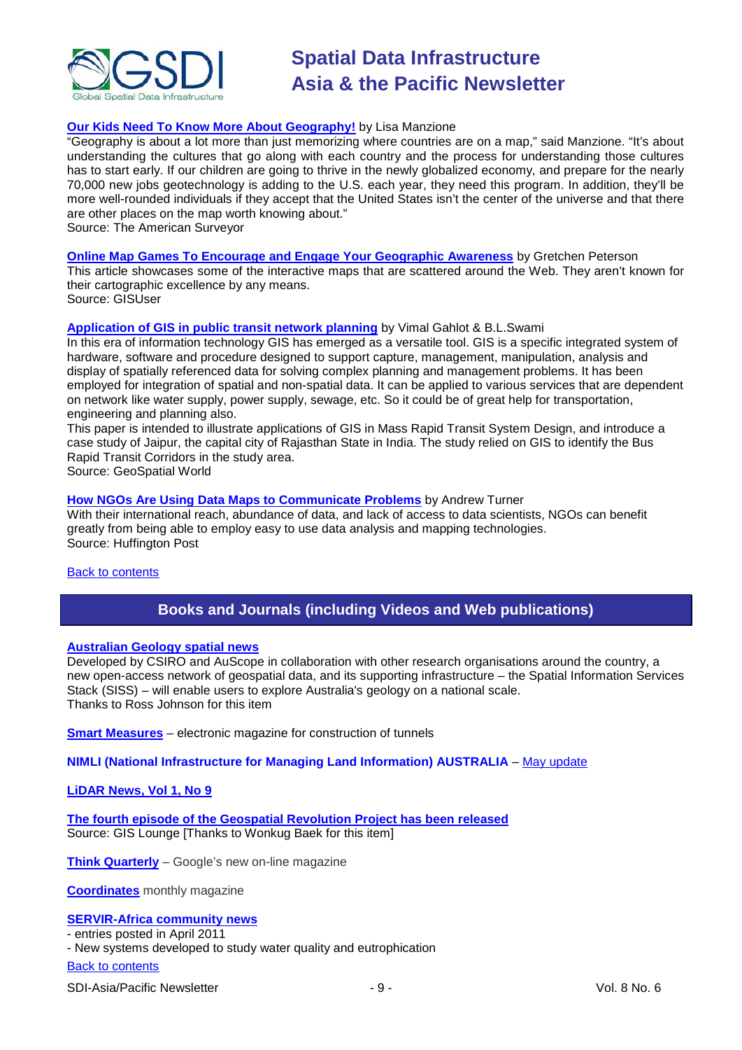**Our Kids Need To Know More About Geography!** by Lisa Manzione

"Geography is about a lot more than just memorizing where countries are on a map," said Manzione. "It's about understanding the cultures that go along with each country and the process for understanding those cultures has to start early. If our children are going to thrive in the newly globalized economy, and prepare for the nearly 70,000 new jobs geotechnology is adding to the U.S. each year, they need this program. In addition, they'll be more well-rounded individuals if they accept that the United States isn't the center of the universe and that there are other places on the map worth knowing about."

Source: The American Surveyor

**Online Map Games To Encourage and Engage Your Geographic Awareness** by Gretchen Peterson

This article showcases some of the interactive maps that are scattered around the Web. They aren't known for their cartographic excellence by any means.

Source: GISUser

**Application of GIS in public transit network planning** by Vimal Gahlot & B.L.Swami

In this era of information technology GIS has emerged as a versatile tool. GIS is a specific integrated system of hardware, software and procedure designed to support capture, management, manipulation, analysis and display of spatially referenced data for solving complex planning and management problems. It has been employed for integration of spatial and non-spatial data. It can be applied to various services that are dependent on network like water supply, power supply, sewage, etc. So it could be of great help for transportation, engineering and planning also.

This paper is intended to illustrate applications of GIS in Mass Rapid Transit System Design, and introduce a case study of Jaipur, the capital city of Rajasthan State in India. The study relied on GIS to identify the Bus Rapid Transit Corridors in the study area.

Source: GeoSpatial World

**How NGOs Are Using Data Maps to Communicate Problems** by Andrew Turner

With their international reach, abundance of data, and lack of access to data scientists, NGOs can benefit greatly from being able to employ easy to use data analysis and mapping technologies.

Source: Huffington Post

Back to contents

## Books and Journals (including Videos and Web publications)

**Australian Geology spatial news**

Developed by CSIRO and AuScope in collaboration with other research organisations around the country, a new open-access network of geospatial data, and its supporting infrastructure – the Spatial Information Services Stack (SISS) – will enable users to explore Australia's geology on a national scale.

Thanks to Ross Johnson for this item

**Smart Measures** – electronic magazine for construction of tunnels

**NIMLI (National Infrastructure for Managing Land Information) AUSTRALIA** – May update

**LiDAR News, Vol 1, No 9**

**The fourth episode of the Geospatial Revolution Project has been released**

Source: GIS Lounge [Thanks to Wonkug Baek for this item]

**Think Quarterly** – Google's new on-line magazine

**Coordinates** monthly magazine

**SERVIR-Africa community news**

- entries posted in April 2011
- New systems developed to study water quality and eutrophication

Back to contents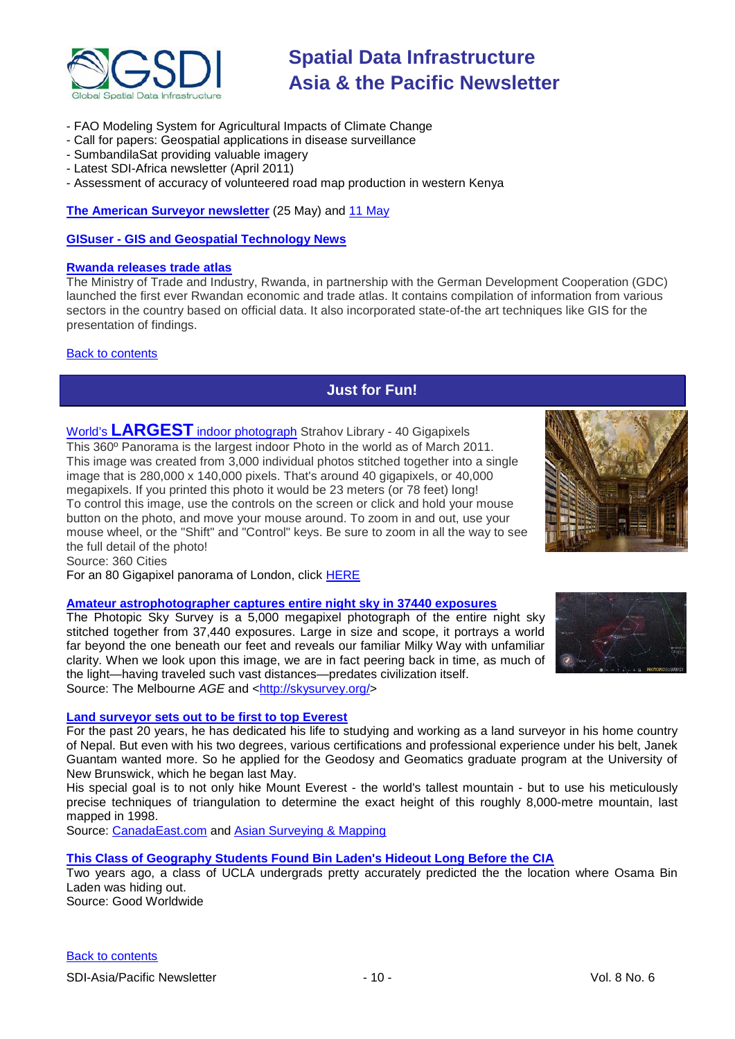- FAO Modeling System for Agricultural Impacts of Climate Change
- Call for papers: Geospatial applications in disease surveillance
- SumbandilaSat providing valuable imagery
- Latest SDI-Africa newsletter (April 2011)
- Assessment of accuracy of volunteered road map production in western Kenya

**The American Surveyor newsletter** (25 May) and 11 May

**GISuser - GIS and Geospatial Technology News**

**Rwanda releases trade atlas**
The Ministry of Trade and Industry, Rwanda, in partnership with the German Development Cooperation (GDC) launched the first ever Rwandan economic and trade atlas. It contains compilation of information from various sectors in the country based on official data. It also incorporated state-of-the art techniques like GIS for the presentation of findings.

Back to contents

## Just for Fun!

World's **LARGEST** indoor photograph Strahov Library - 40 Gigapixels
This 360º Panorama is the largest indoor Photo in the world as of March 2011. This image was created from 3,000 individual photos stitched together into a single image that is 280,000 x 140,000 pixels. That's around 40 gigapixels, or 40,000 megapixels. If you printed this photo it would be 23 meters (or 78 feet) long!
To control this image, use the controls on the screen or click and hold your mouse button on the photo, and move your mouse around. To zoom in and out, use your mouse wheel, or the "Shift" and "Control" keys. Be sure to zoom in all the way to see the full detail of the photo!
Source: 360 Cities
For an 80 Gigapixel panorama of London, click HERE

**Amateur astrophotographer captures entire night sky in 37440 exposures**
The Photopic Sky Survey is a 5,000 megapixel photograph of the entire night sky stitched together from 37,440 exposures. Large in size and scope, it portrays a world far beyond the one beneath our feet and reveals our familiar Milky Way with unfamiliar clarity. When we look upon this image, we are in fact peering back in time, as much of the light—having traveled such vast distances—predates civilization itself.
Source: The Melbourne *AGE* and <http://skysurvey.org/>

**Land surveyor sets out to be first to top Everest**
For the past 20 years, he has dedicated his life to studying and working as a land surveyor in his home country of Nepal. But even with his two degrees, various certifications and professional experience under his belt, Janek Guantam wanted more. So he applied for the Geodosy and Geomatics graduate program at the University of New Brunswick, which he began last May.
His special goal is to not only hike Mount Everest - the world's tallest mountain - but to use his meticulously precise techniques of triangulation to determine the exact height of this roughly 8,000-metre mountain, last mapped in 1998.
Source: CanadaEast.com and Asian Surveying & Mapping

**This Class of Geography Students Found Bin Laden's Hideout Long Before the CIA**
Two years ago, a class of UCLA undergrads pretty accurately predicted the the location where Osama Bin Laden was hiding out.
Source: Good Worldwide

Back to contents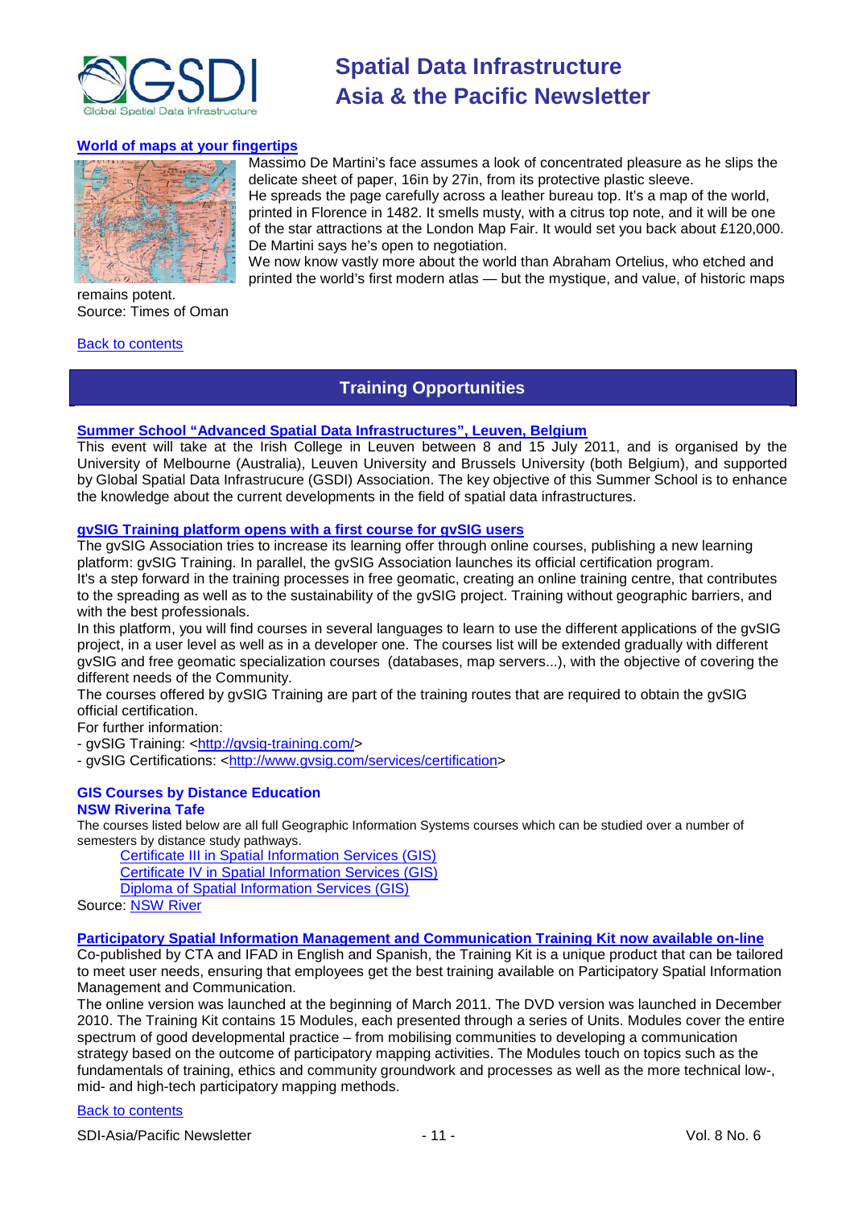### World of maps at your fingertips

Massimo De Martini's face assumes a look of concentrated pleasure as he slips the delicate sheet of paper, 16in by 27in, from its protective plastic sleeve.
He spreads the page carefully across a leather bureau top. It's a map of the world, printed in Florence in 1482. It smells musty, with a citrus top note, and it will be one of the star attractions at the London Map Fair. It would set you back about £120,000. De Martini says he's open to negotiation.
We now know vastly more about the world than Abraham Ortelius, who etched and printed the world's first modern atlas — but the mystique, and value, of historic maps remains potent.
Source: Times of Oman

Back to contents

## Training Opportunities

### Summer School "Advanced Spatial Data Infrastructures", Leuven, Belgium

This event will take at the Irish College in Leuven between 8 and 15 July 2011, and is organised by the University of Melbourne (Australia), Leuven University and Brussels University (both Belgium), and supported by Global Spatial Data Infrastrucure (GSDI) Association. The key objective of this Summer School is to enhance the knowledge about the current developments in the field of spatial data infrastructures.

### gvSIG Training platform opens with a first course for gvSIG users

The gvSIG Association tries to increase its learning offer through online courses, publishing a new learning platform: gvSIG Training. In parallel, the gvSIG Association launches its official certification program.
It's a step forward in the training processes in free geomatic, creating an online training centre, that contributes to the spreading as well as to the sustainability of the gvSIG project. Training without geographic barriers, and with the best professionals.
In this platform, you will find courses in several languages to learn to use the different applications of the gvSIG project, in a user level as well as in a developer one. The courses list will be extended gradually with different gvSIG and free geomatic specialization courses (databases, map servers...), with the objective of covering the different needs of the Community.
The courses offered by gvSIG Training are part of the training routes that are required to obtain the gvSIG official certification.
For further information:
- gvSIG Training: <http://gvsig-training.com/>
- gvSIG Certifications: <http://www.gvsig.com/services/certification>

### GIS Courses by Distance Education
**NSW Riverina Tafe**

The courses listed below are all full Geographic Information Systems courses which can be studied over a number of semesters by distance study pathways.

- Certificate III in Spatial Information Services (GIS)
- Certificate IV in Spatial Information Services (GIS)
- Diploma of Spatial Information Services (GIS)

Source: NSW River

### Participatory Spatial Information Management and Communication Training Kit now available on-line

Co-published by CTA and IFAD in English and Spanish, the Training Kit is a unique product that can be tailored to meet user needs, ensuring that employees get the best training available on Participatory Spatial Information Management and Communication.
The online version was launched at the beginning of March 2011. The DVD version was launched in December 2010. The Training Kit contains 15 Modules, each presented through a series of Units. Modules cover the entire spectrum of good developmental practice – from mobilising communities to developing a communication strategy based on the outcome of participatory mapping activities. The Modules touch on topics such as the fundamentals of training, ethics and community groundwork and processes as well as the more technical low-, mid- and high-tech participatory mapping methods.

Back to contents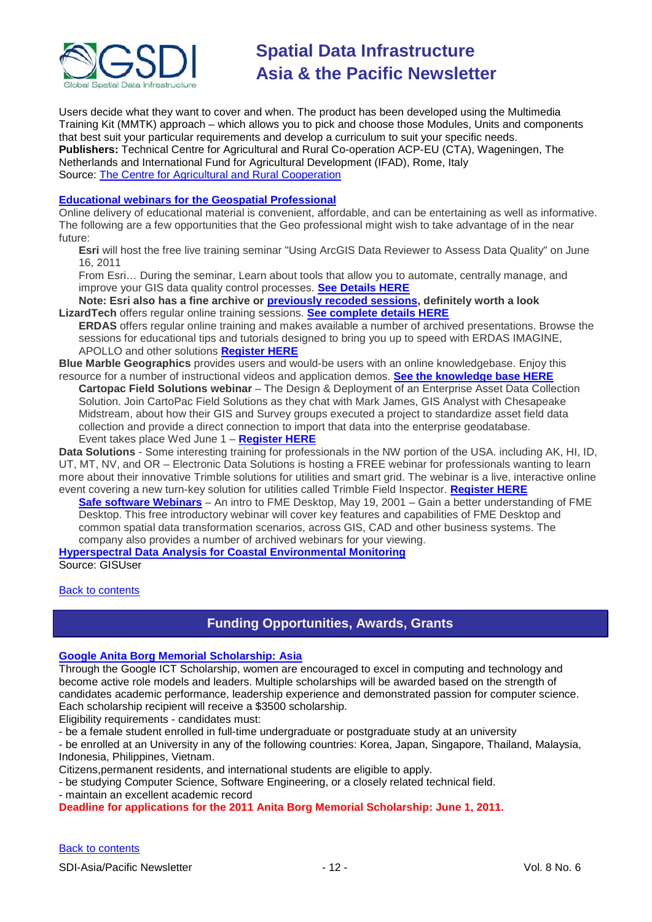Users decide what they want to cover and when. The product has been developed using the Multimedia Training Kit (MMTK) approach – which allows you to pick and choose those Modules, Units and components that best suit your particular requirements and develop a curriculum to suit your specific needs.
**Publishers:** Technical Centre for Agricultural and Rural Co-operation ACP-EU (CTA), Wageningen, The Netherlands and International Fund for Agricultural Development (IFAD), Rome, Italy
Source: The Centre for Agricultural and Rural Cooperation

### Educational webinars for the Geospatial Professional

Online delivery of educational material is convenient, affordable, and can be entertaining as well as informative. The following are a few opportunities that the Geo professional might wish to take advantage of in the near future:

**Esri** will host the free live training seminar "Using ArcGIS Data Reviewer to Assess Data Quality" on June 16, 2011
From Esri… During the seminar, Learn about tools that allow you to automate, centrally manage, and improve your GIS data quality control processes. **See Details HERE**
**Note: Esri also has a fine archive or previously recoded sessions, definitely worth a look**

**LizardTech** offers regular online training sessions. **See complete details HERE**

**ERDAS** offers regular online training and makes available a number of archived presentations. Browse the sessions for educational tips and tutorials designed to bring you up to speed with ERDAS IMAGINE, APOLLO and other solutions **Register HERE**

**Blue Marble Geographics** provides users and would-be users with an online knowledgebase. Enjoy this resource for a number of instructional videos and application demos. **See the knowledge base HERE**

**Cartopac Field Solutions webinar** – The Design & Deployment of an Enterprise Asset Data Collection Solution. Join CartoPac Field Solutions as they chat with Mark James, GIS Analyst with Chesapeake Midstream, about how their GIS and Survey groups executed a project to standardize asset field data collection and provide a direct connection to import that data into the enterprise geodatabase.
Event takes place Wed June 1 – **Register HERE**

**Data Solutions** - Some interesting training for professionals in the NW portion of the USA. including AK, HI, ID, UT, MT, NV, and OR – Electronic Data Solutions is hosting a FREE webinar for professionals wanting to learn more about their innovative Trimble solutions for utilities and smart grid. The webinar is a live, interactive online event covering a new turn-key solution for utilities called Trimble Field Inspector. **Register HERE**

**Safe software Webinars** – An intro to FME Desktop, May 19, 2001 – Gain a better understanding of FME Desktop. This free introductory webinar will cover key features and capabilities of FME Desktop and common spatial data transformation scenarios, across GIS, CAD and other business systems. The company also provides a number of archived webinars for your viewing.

**Hyperspectral Data Analysis for Coastal Environmental Monitoring**
Source: GISUser

Back to contents

## Funding Opportunities, Awards, Grants

### Google Anita Borg Memorial Scholarship: Asia

Through the Google ICT Scholarship, women are encouraged to excel in computing and technology and become active role models and leaders. Multiple scholarships will be awarded based on the strength of candidates academic performance, leadership experience and demonstrated passion for computer science. Each scholarship recipient will receive a $3500 scholarship.
Eligibility requirements - candidates must:
- be a female student enrolled in full-time undergraduate or postgraduate study at an university
- be enrolled at an University in any of the following countries: Korea, Japan, Singapore, Thailand, Malaysia, Indonesia, Philippines, Vietnam.

Citizens,permanent residents, and international students are eligible to apply.
- be studying Computer Science, Software Engineering, or a closely related technical field.
- maintain an excellent academic record

**Deadline for applications for the 2011 Anita Borg Memorial Scholarship: June 1, 2011.**

Back to contents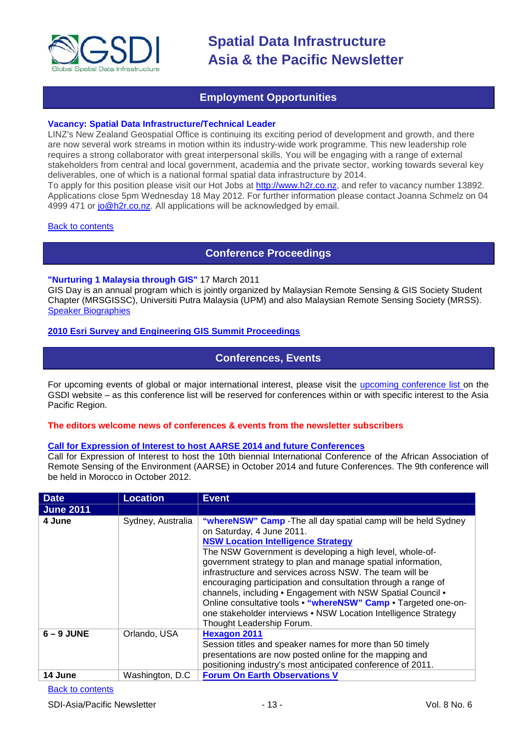## Employment Opportunities

**Vacancy: Spatial Data Infrastructure/Technical Leader**

LINZ's New Zealand Geospatial Office is continuing its exciting period of development and growth, and there are now several work streams in motion within its industry-wide work programme. This new leadership role requires a strong collaborator with great interpersonal skills. You will be engaging with a range of external stakeholders from central and local government, academia and the private sector, working towards several key deliverables, one of which is a national formal spatial data infrastructure by 2014.

To apply for this position please visit our Hot Jobs at http://www.h2r.co.nz, and refer to vacancy number 13892. Applications close 5pm Wednesday 18 May 2012. For further information please contact Joanna Schmelz on 04 4999 471 or jo@h2r.co.nz. All applications will be acknowledged by email.

Back to contents

## Conference Proceedings

**"Nurturing 1 Malaysia through GIS"** 17 March 2011

GIS Day is an annual program which is jointly organized by Malaysian Remote Sensing & GIS Society Student Chapter (MRSGISSC), Universiti Putra Malaysia (UPM) and also Malaysian Remote Sensing Society (MRSS).

Speaker Biographies

**2010 Esri Survey and Engineering GIS Summit Proceedings**

## Conferences, Events

For upcoming events of global or major international interest, please visit the upcoming conference list on the GSDI website – as this conference list will be reserved for conferences within or with specific interest to the Asia Pacific Region.

**The editors welcome news of conferences & events from the newsletter subscribers**

**Call for Expression of Interest to host AARSE 2014 and future Conferences**

Call for Expression of Interest to host the 10th biennial International Conference of the African Association of Remote Sensing of the Environment (AARSE) in October 2014 and future Conferences. The 9th conference will be held in Morocco in October 2012.

| Date | Location | Event |
|---|---|---|
| **June 2011** | | |
| **4 June** | Sydney, Australia | **"whereNSW" Camp** -The all day spatial camp will be held Sydney on Saturday, 4 June 2011. **NSW Location Intelligence Strategy** The NSW Government is developing a high level, whole-of-government strategy to plan and manage spatial information, infrastructure and services across NSW. The team will be encouraging participation and consultation through a range of channels, including • Engagement with NSW Spatial Council • Online consultative tools • **"whereNSW" Camp** • Targeted one-on-one stakeholder interviews • NSW Location Intelligence Strategy Thought Leadership Forum. |
| **6 – 9 JUNE** | Orlando, USA | **Hexagon 2011** Session titles and speaker names for more than 50 timely presentations are now posted online for the mapping and positioning industry's most anticipated conference of 2011. |
| **14 June** | Washington, D.C | **Forum On Earth Observations V** |

Back to contents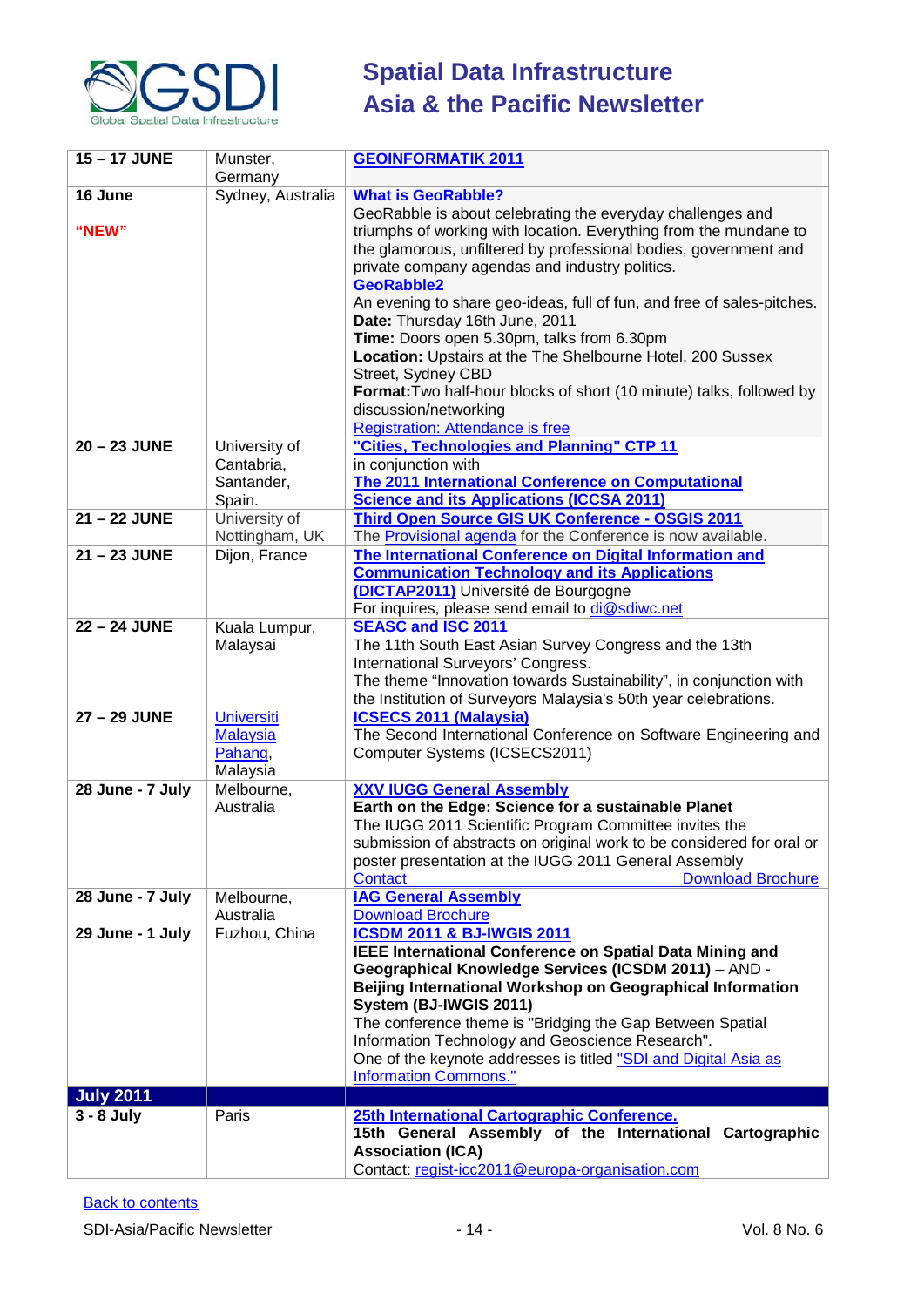| | | |
|---|---|---|
| **15 – 17 JUNE** | Munster, Germany | **GEOINFORMATIK 2011** |
| **16 June**<br><br>**"NEW"** | Sydney, Australia | **What is GeoRabble?**<br>GeoRabble is about celebrating the everyday challenges and triumphs of working with location. Everything from the mundane to the glamorous, unfiltered by professional bodies, government and private company agendas and industry politics.<br>**GeoRabble2**<br>An evening to share geo-ideas, full of fun, and free of sales-pitches.<br>**Date:** Thursday 16th June, 2011<br>**Time:** Doors open 5.30pm, talks from 6.30pm<br>**Location:** Upstairs at the The Shelbourne Hotel, 200 Sussex Street, Sydney CBD<br>**Format:**Two half-hour blocks of short (10 minute) talks, followed by discussion/networking<br>Registration: Attendance is free |
| **20 – 23 JUNE** | University of Cantabria, Santander, Spain. | **"Cities, Technologies and Planning" CTP 11**<br>in conjunction with<br>**The 2011 International Conference on Computational Science and its Applications (ICCSA 2011)** |
| **21 – 22 JUNE** | University of Nottingham, UK | **Third Open Source GIS UK Conference - OSGIS 2011**<br>The Provisional agenda for the Conference is now available. |
| **21 – 23 JUNE** | Dijon, France | **The International Conference on Digital Information and Communication Technology and its Applications (DICTAP2011)** Université de Bourgogne<br>For inquires, please send email to di@sdiwc.net |
| **22 – 24 JUNE** | Kuala Lumpur, Malaysai | **SEASC and ISC 2011**<br>The 11th South East Asian Survey Congress and the 13th International Surveyors' Congress.<br>The theme "Innovation towards Sustainability", in conjunction with the Institution of Surveyors Malaysia's 50th year celebrations. |
| **27 – 29 JUNE** | Universiti Malaysia Pahang, Malaysia | **ICSECS 2011 (Malaysia)**<br>The Second International Conference on Software Engineering and Computer Systems (ICSECS2011) |
| **28 June - 7 July** | Melbourne, Australia | **XXV IUGG General Assembly**<br>**Earth on the Edge: Science for a sustainable Planet**<br>The IUGG 2011 Scientific Program Committee invites the submission of abstracts on original work to be considered for oral or poster presentation at the IUGG 2011 General Assembly<br>Contact Download Brochure |
| **28 June - 7 July** | Melbourne, Australia | **IAG General Assembly**<br>Download Brochure |
| **29 June - 1 July** | Fuzhou, China | **ICSDM 2011 & BJ-IWGIS 2011**<br>**IEEE International Conference on Spatial Data Mining and Geographical Knowledge Services (ICSDM 2011)** – AND - **Beijing International Workshop on Geographical Information System (BJ-IWGIS 2011)**<br>The conference theme is "Bridging the Gap Between Spatial Information Technology and Geoscience Research".<br>One of the keynote addresses is titled "SDI and Digital Asia as Information Commons." |
| **July 2011** | | |
| **3 - 8 July** | Paris | **25th International Cartographic Conference.**<br>**15th General Assembly of the International Cartographic Association (ICA)**<br>Contact: regist-icc2011@europa-organisation.com |

Back to contents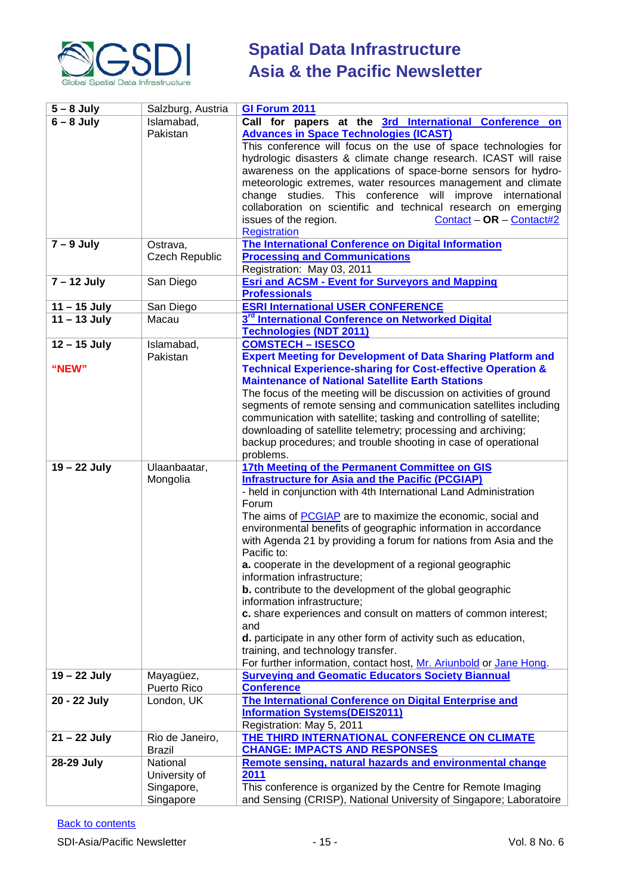| | | |
|---|---|---|
| **5 – 8 July** | Salzburg, Austria | **GI Forum 2011** |
| **6 – 8 July** | Islamabad, Pakistan | **Call for papers at the 3rd International Conference on Advances in Space Technologies (ICAST)**<br>This conference will focus on the use of space technologies for hydrologic disasters & climate change research. ICAST will raise awareness on the applications of space-borne sensors for hydro-meteorologic extremes, water resources management and climate change studies. This conference will improve international collaboration on scientific and technical research on emerging issues of the region. Contact – **OR** – Contact#2<br>Registration |
| **7 – 9 July** | Ostrava, Czech Republic | **The International Conference on Digital Information Processing and Communications**<br>Registration: May 03, 2011 |
| **7 – 12 July** | San Diego | **Esri and ACSM - Event for Surveyors and Mapping Professionals** |
| **11 – 15 July** | San Diego | **ESRI International USER CONFERENCE** |
| **11 – 13 July** | Macau | **3rd International Conference on Networked Digital Technologies (NDT 2011)** |
| **12 – 15 July**<br><br>**"NEW"** | Islamabad, Pakistan | **COMSTECH – ISESCO**<br>**Expert Meeting for Development of Data Sharing Platform and Technical Experience-sharing for Cost-effective Operation & Maintenance of National Satellite Earth Stations**<br>The focus of the meeting will be discussion on activities of ground segments of remote sensing and communication satellites including communication with satellite; tasking and controlling of satellite; downloading of satellite telemetry; processing and archiving; backup procedures; and trouble shooting in case of operational problems. |
| **19 – 22 July** | Ulaanbaatar, Mongolia | **17th Meeting of the Permanent Committee on GIS Infrastructure for Asia and the Pacific (PCGIAP)**<br>- held in conjunction with 4th International Land Administration Forum<br>The aims of PCGIAP are to maximize the economic, social and environmental benefits of geographic information in accordance with Agenda 21 by providing a forum for nations from Asia and the Pacific to:<br>**a.** cooperate in the development of a regional geographic information infrastructure;<br>**b.** contribute to the development of the global geographic information infrastructure;<br>**c.** share experiences and consult on matters of common interest; and<br>**d.** participate in any other form of activity such as education, training, and technology transfer.<br>For further information, contact host, Mr. Ariunbold or Jane Hong. |
| **19 – 22 July** | Mayagüez, Puerto Rico | **Surveying and Geomatic Educators Society Biannual Conference** |
| **20 - 22 July** | London, UK | **The International Conference on Digital Enterprise and Information Systems(DEIS2011)**<br>Registration: May 5, 2011 |
| **21 – 22 July** | Rio de Janeiro, Brazil | **THE THIRD INTERNATIONAL CONFERENCE ON CLIMATE CHANGE: IMPACTS AND RESPONSES** |
| **28-29 July** | National University of Singapore, Singapore | **Remote sensing, natural hazards and environmental change 2011**<br>This conference is organized by the Centre for Remote Imaging and Sensing (CRISP), National University of Singapore; Laboratoire |

Back to contents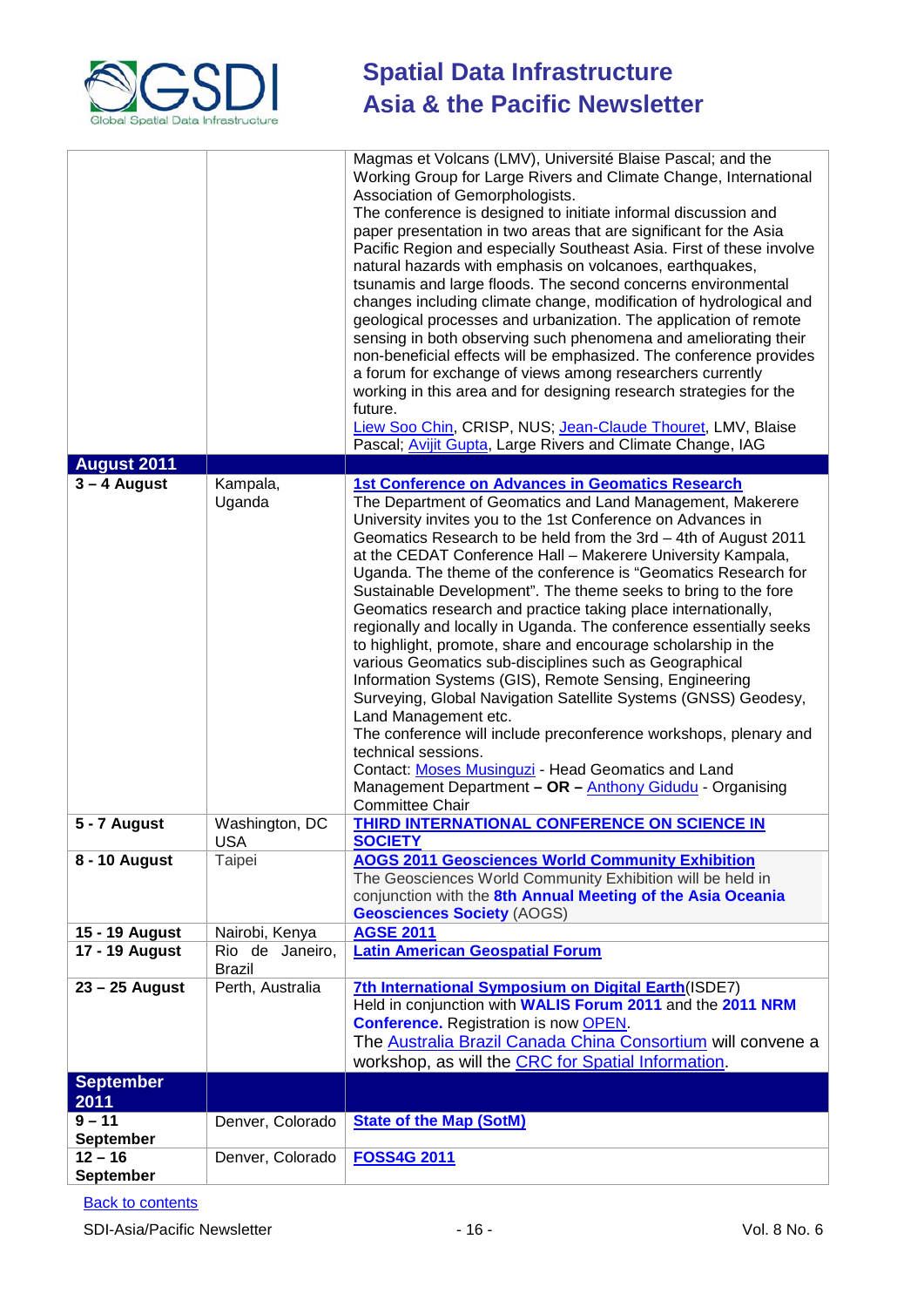| | | |
|---|---|---|
| | | Magmas et Volcans (LMV), Université Blaise Pascal; and the Working Group for Large Rivers and Climate Change, International Association of Gemorphologists.<br>The conference is designed to initiate informal discussion and paper presentation in two areas that are significant for the Asia Pacific Region and especially Southeast Asia. First of these involve natural hazards with emphasis on volcanoes, earthquakes, tsunamis and large floods. The second concerns environmental changes including climate change, modification of hydrological and geological processes and urbanization. The application of remote sensing in both observing such phenomena and ameliorating their non-beneficial effects will be emphasized. The conference provides a forum for exchange of views among researchers currently working in this area and for designing research strategies for the future.<br>Liew Soo Chin, CRISP, NUS; Jean-Claude Thouret, LMV, Blaise Pascal; Avijit Gupta, Large Rivers and Climate Change, IAG |
| **August 2011** | | |
| **3 – 4 August** | Kampala, Uganda | **1st Conference on Advances in Geomatics Research**<br>The Department of Geomatics and Land Management, Makerere University invites you to the 1st Conference on Advances in Geomatics Research to be held from the 3rd – 4th of August 2011 at the CEDAT Conference Hall – Makerere University Kampala, Uganda. The theme of the conference is "Geomatics Research for Sustainable Development". The theme seeks to bring to the fore Geomatics research and practice taking place internationally, regionally and locally in Uganda. The conference essentially seeks to highlight, promote, share and encourage scholarship in the various Geomatics sub-disciplines such as Geographical Information Systems (GIS), Remote Sensing, Engineering Surveying, Global Navigation Satellite Systems (GNSS) Geodesy, Land Management etc.<br>The conference will include preconference workshops, plenary and technical sessions.<br>Contact: Moses Musinguzi - Head Geomatics and Land Management Department **– OR –** Anthony Gidudu - Organising Committee Chair |
| **5 - 7 August** | Washington, DC USA | **THIRD INTERNATIONAL CONFERENCE ON SCIENCE IN SOCIETY** |
| **8 - 10 August** | Taipei | **AOGS 2011 Geosciences World Community Exhibition**<br>The Geosciences World Community Exhibition will be held in conjunction with the **8th Annual Meeting of the Asia Oceania Geosciences Society** (AOGS) |
| **15 - 19 August** | Nairobi, Kenya | **AGSE 2011** |
| **17 - 19 August** | Rio de Janeiro, Brazil | **Latin American Geospatial Forum** |
| **23 – 25 August** | Perth, Australia | **7th International Symposium on Digital Earth**(ISDE7)<br>Held in conjunction with **WALIS Forum 2011** and the **2011 NRM Conference.** Registration is now OPEN.<br>The Australia Brazil Canada China Consortium will convene a workshop, as will the CRC for Spatial Information. |
| **September 2011** | | |
| **9 – 11 September** | Denver, Colorado | **State of the Map (SotM)** |
| **12 – 16 September** | Denver, Colorado | **FOSS4G 2011** |

Back to contents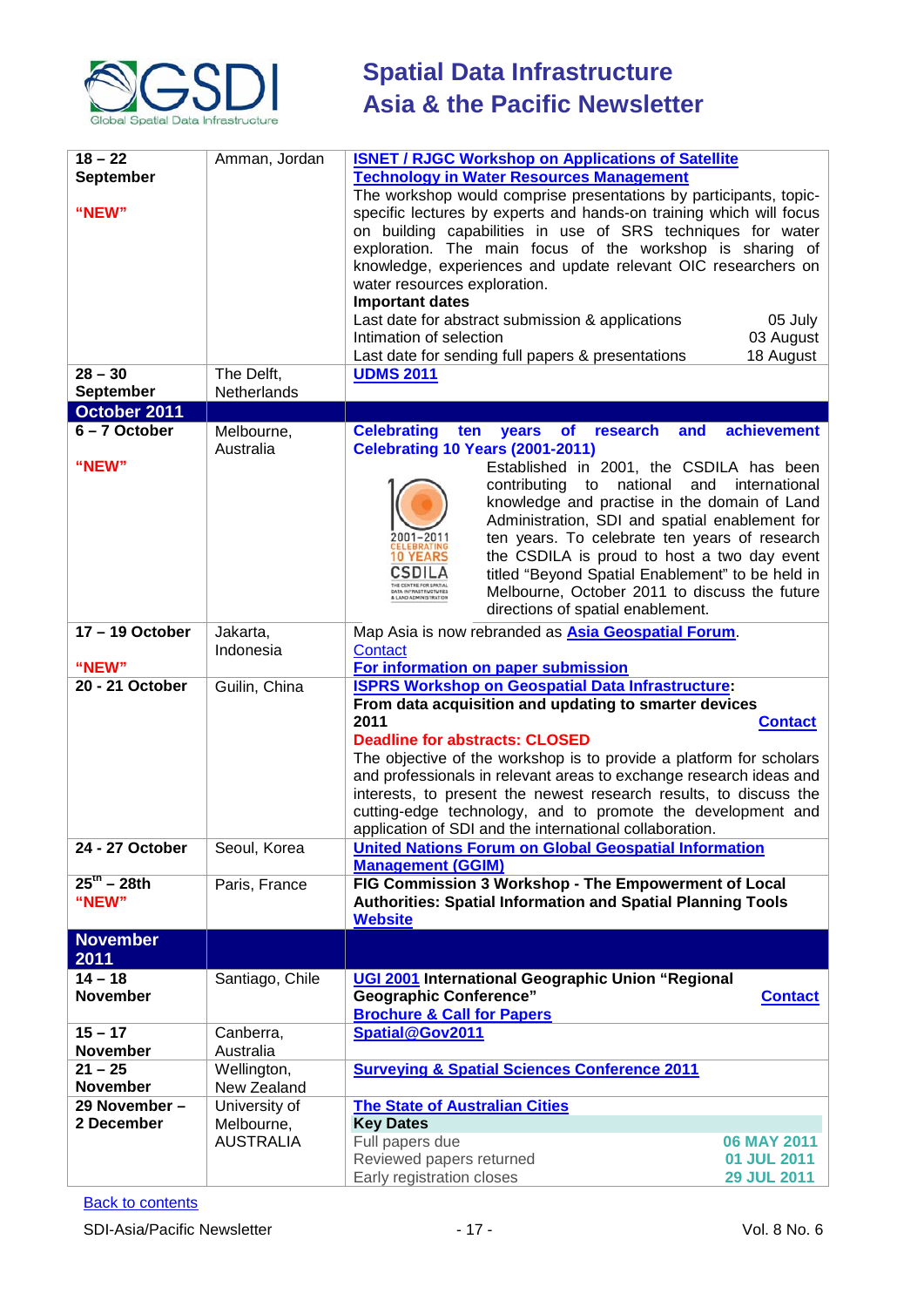| | | |
|---|---|---|
| **18 – 22 September** "NEW" | Amman, Jordan | **ISNET / RJGC Workshop on Applications of Satellite Technology in Water Resources Management** The workshop would comprise presentations by participants, topic-specific lectures by experts and hands-on training which will focus on building capabilities in use of SRS techniques for water exploration. The main focus of the workshop is sharing of knowledge, experiences and update relevant OIC researchers on water resources exploration. **Important dates** Last date for abstract submission & applications 05 July; Intimation of selection 03 August; Last date for sending full papers & presentations 18 August |
| **28 – 30 September** | The Delft, Netherlands | **UDMS 2011** |
| **October 2011** | | |
| **6 – 7 October** "NEW" | Melbourne, Australia | **Celebrating ten years of research and achievement** **Celebrating 10 Years (2001-2011)** Established in 2001, the CSDILA has been contributing to national and international knowledge and practise in the domain of Land Administration, SDI and spatial enablement for ten years. To celebrate ten years of research the CSDILA is proud to host a two day event titled "Beyond Spatial Enablement" to be held in Melbourne, October 2011 to discuss the future directions of spatial enablement. |
| **17 – 19 October** "NEW" | Jakarta, Indonesia | Map Asia is now rebranded as **Asia Geospatial Forum**. Contact **For information on paper submission** |
| **20 - 21 October** | Guilin, China | **ISPRS Workshop on Geospatial Data Infrastructure: From data acquisition and updating to smarter devices 2011** **Contact** **Deadline for abstracts: CLOSED** The objective of the workshop is to provide a platform for scholars and professionals in relevant areas to exchange research ideas and interests, to present the newest research results, to discuss the cutting-edge technology, and to promote the development and application of SDI and the international collaboration. |
| **24 - 27 October** | Seoul, Korea | **United Nations Forum on Global Geospatial Information Management (GGIM)** |
| **25th – 28th** "NEW" | Paris, France | **FIG Commission 3 Workshop - The Empowerment of Local Authorities: Spatial Information and Spatial Planning Tools** **Website** |
| **November 2011** | | |
| **14 – 18 November** | Santiago, Chile | **UGI 2001 International Geographic Union "Regional Geographic Conference"** **Contact** **Brochure & Call for Papers** |
| **15 – 17 November** | Canberra, Australia | **Spatial@Gov2011** |
| **21 – 25 November** | Wellington, New Zealand | **Surveying & Spatial Sciences Conference 2011** |
| **29 November – 2 December** | University of Melbourne, AUSTRALIA | **The State of Australian Cities** **Key Dates** Full papers due **06 MAY 2011**; Reviewed papers returned **01 JUL 2011**; Early registration closes **29 JUL 2011** |

Back to contents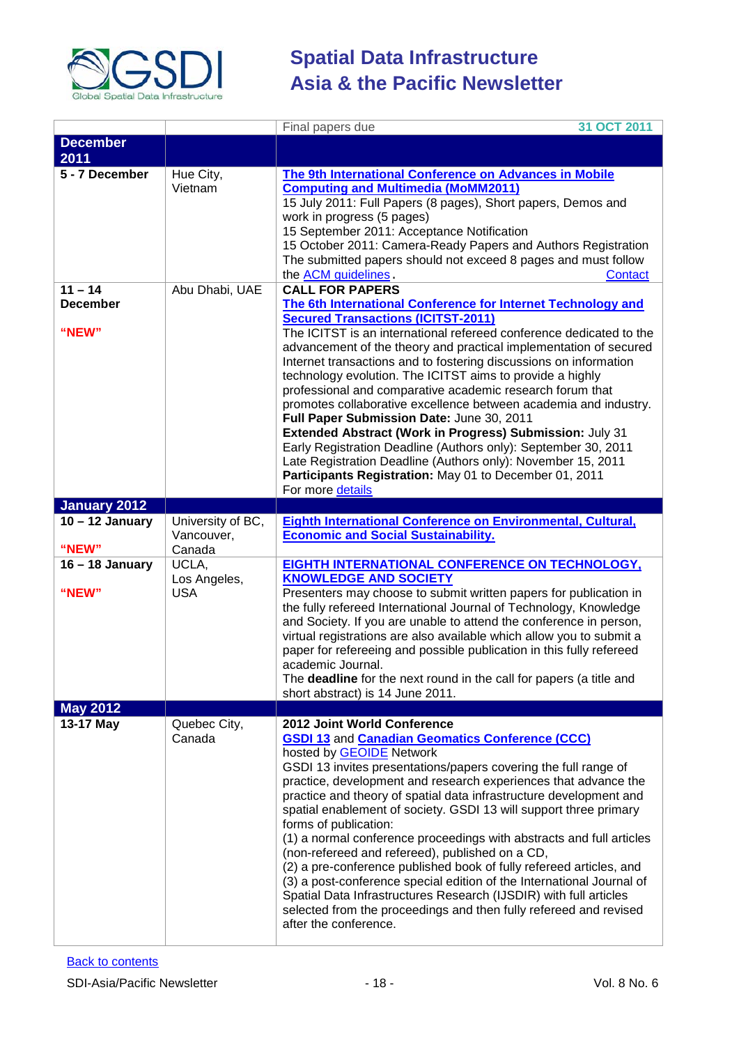| | | |
|---|---|---|
| | | Final papers due **31 OCT 2011** |
| **December 2011** | | |
| **5 - 7 December** | Hue City, Vietnam | **The 9th International Conference on Advances in Mobile Computing and Multimedia (MoMM2011)**<br>15 July 2011: Full Papers (8 pages), Short papers, Demos and work in progress (5 pages)<br>15 September 2011: Acceptance Notification<br>15 October 2011: Camera-Ready Papers and Authors Registration<br>The submitted papers should not exceed 8 pages and must follow the ACM guidelines. Contact |
| **11 – 14 December**<br><br>**"NEW"** | Abu Dhabi, UAE | **CALL FOR PAPERS**<br>**The 6th International Conference for Internet Technology and Secured Transactions (ICITST-2011)**<br>The ICITST is an international refereed conference dedicated to the advancement of the theory and practical implementation of secured Internet transactions and to fostering discussions on information technology evolution. The ICITST aims to provide a highly professional and comparative academic research forum that promotes collaborative excellence between academia and industry.<br>**Full Paper Submission Date:** June 30, 2011<br>**Extended Abstract (Work in Progress) Submission:** July 31<br>Early Registration Deadline (Authors only): September 30, 2011<br>Late Registration Deadline (Authors only): November 15, 2011<br>**Participants Registration:** May 01 to December 01, 2011<br>For more details |
| **January 2012** | | |
| **10 – 12 January**<br><br>**"NEW"** | University of BC, Vancouver, Canada | **Eighth International Conference on Environmental, Cultural, Economic and Social Sustainability.** |
| **16 – 18 January**<br><br>**"NEW"** | UCLA, Los Angeles, USA | **EIGHTH INTERNATIONAL CONFERENCE ON TECHNOLOGY, KNOWLEDGE AND SOCIETY**<br>Presenters may choose to submit written papers for publication in the fully refereed International Journal of Technology, Knowledge and Society. If you are unable to attend the conference in person, virtual registrations are also available which allow you to submit a paper for refereeing and possible publication in this fully refereed academic Journal.<br>The **deadline** for the next round in the call for papers (a title and short abstract) is 14 June 2011. |
| **May 2012** | | |
| **13-17 May** | Quebec City, Canada | **2012 Joint World Conference**<br>**GSDI 13** and **Canadian Geomatics Conference (CCC)**<br>hosted by GEOIDE Network<br>GSDI 13 invites presentations/papers covering the full range of practice, development and research experiences that advance the practice and theory of spatial data infrastructure development and spatial enablement of society. GSDI 13 will support three primary forms of publication:<br>(1) a normal conference proceedings with abstracts and full articles (non-refereed and refereed), published on a CD,<br>(2) a pre-conference published book of fully refereed articles, and<br>(3) a post-conference special edition of the International Journal of Spatial Data Infrastructures Research (IJSDIR) with full articles selected from the proceedings and then fully refereed and revised after the conference. |

Back to contents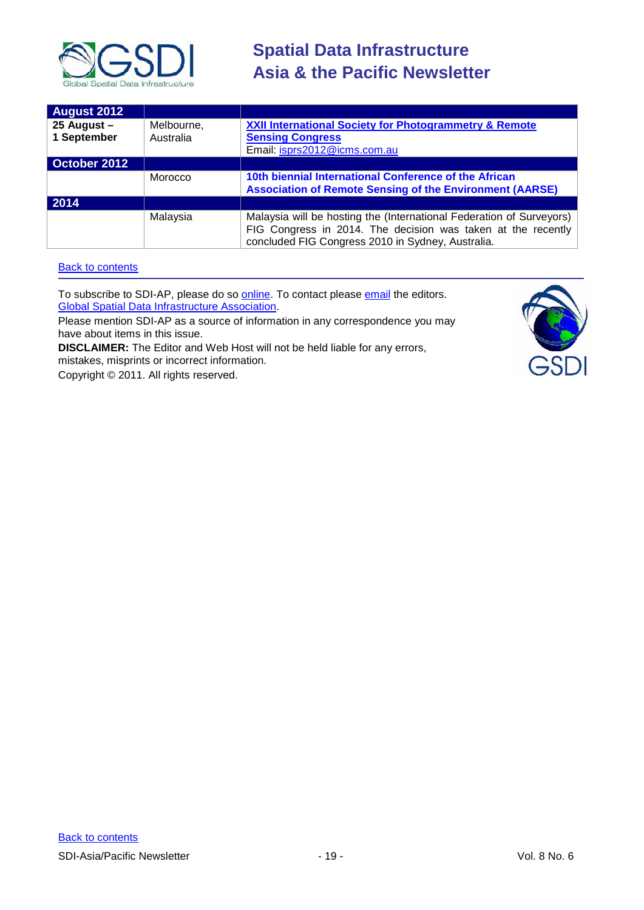| | | |
|---|---|---|
| **August 2012** | | |
| **25 August – 1 September** | Melbourne, Australia | **XXII International Society for Photogrammetry & Remote Sensing Congress** Email: isprs2012@icms.com.au |
| **October 2012** | | |
| | Morocco | **10th biennial International Conference of the African Association of Remote Sensing of the Environment (AARSE)** |
| **2014** | | |
| | Malaysia | Malaysia will be hosting the (International Federation of Surveyors) FIG Congress in 2014. The decision was taken at the recently concluded FIG Congress 2010 in Sydney, Australia. |

Back to contents

To subscribe to SDI-AP, please do so online. To contact please email the editors.
Global Spatial Data Infrastructure Association.

Please mention SDI-AP as a source of information in any correspondence you may have about items in this issue.

**DISCLAIMER:** The Editor and Web Host will not be held liable for any errors, mistakes, misprints or incorrect information.

Copyright © 2011. All rights reserved.

Back to contents